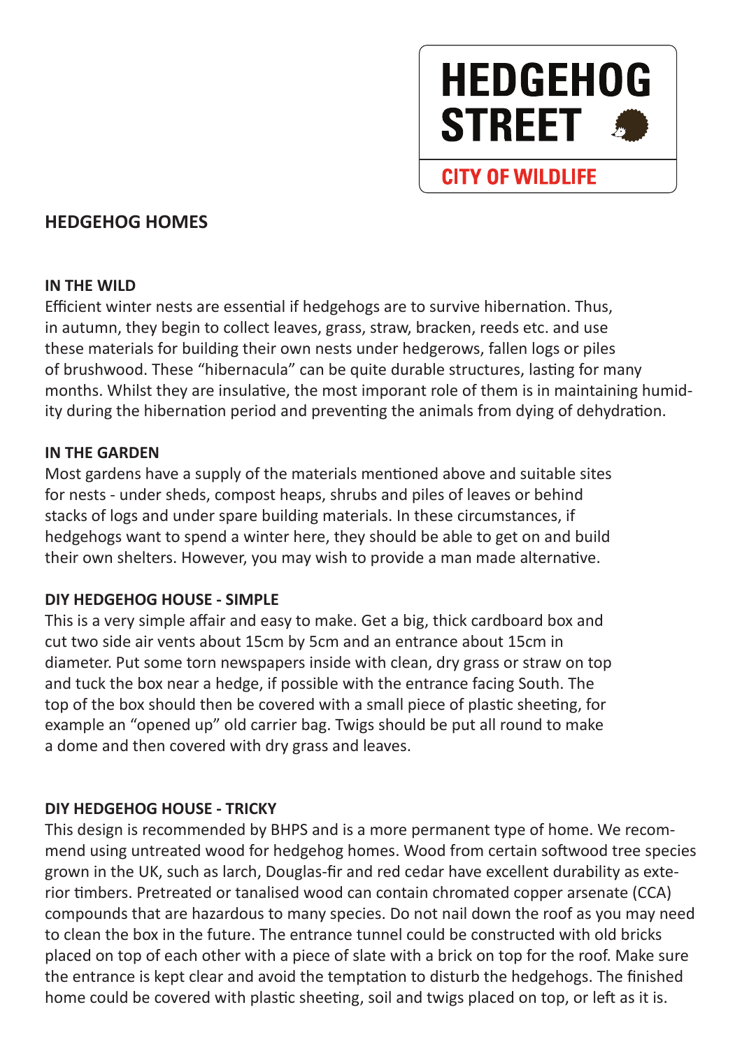HEDGEHOG STREET

CITY OF WILDLIFE

## HEDGEHOG HOMES

### IN THE WILD

Efficient winter nests are essential if hedgehogs are to survive hibernation. Thus, in autumn, they begin to collect leaves, grass, straw, bracken, reeds etc. and use these materials for building their own nests under hedgerows, fallen logs or piles of brushwood. These "hibernacula" can be quite durable structures, lasting for many months. Whilst they are insulative, the most imporant role of them is in maintaining humidity during the hibernation period and preventing the animals from dying of dehydration.

### IN THE GARDEN

Most gardens have a supply of the materials mentioned above and suitable sites for nests - under sheds, compost heaps, shrubs and piles of leaves or behind stacks of logs and under spare building materials. In these circumstances, if hedgehogs want to spend a winter here, they should be able to get on and build their own shelters. However, you may wish to provide a man made alternative.

### DIY HEDGEHOG HOUSE - SIMPLE

This is a very simple affair and easy to make. Get a big, thick cardboard box and cut two side air vents about 15cm by 5cm and an entrance about 15cm in diameter. Put some torn newspapers inside with clean, dry grass or straw on top and tuck the box near a hedge, if possible with the entrance facing South. The top of the box should then be covered with a small piece of plastic sheeting, for example an "opened up" old carrier bag. Twigs should be put all round to make a dome and then covered with dry grass and leaves.

### DIY HEDGEHOG HOUSE - TRICKY

This design is recommended by BHPS and is a more permanent type of home. We recommend using untreated wood for hedgehog homes. Wood from certain softwood tree species grown in the UK, such as larch, Douglas-fir and red cedar have excellent durability as exterior timbers. Pretreated or tanalised wood can contain chromated copper arsenate (CCA) compounds that are hazardous to many species. Do not nail down the roof as you may need to clean the box in the future. The entrance tunnel could be constructed with old bricks placed on top of each other with a piece of slate with a brick on top for the roof. Make sure the entrance is kept clear and avoid the temptation to disturb the hedgehogs. The finished home could be covered with plastic sheeting, soil and twigs placed on top, or left as it is.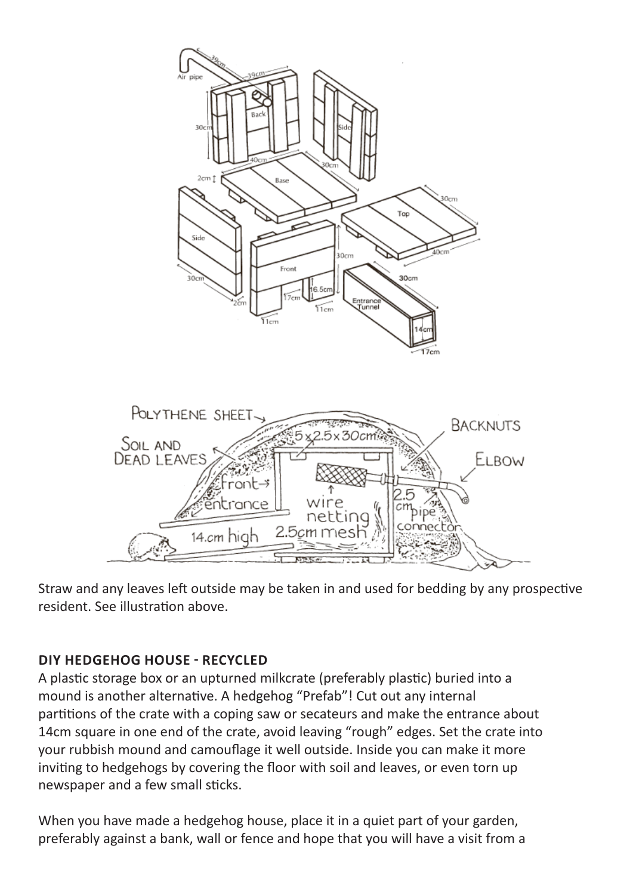Straw and any leaves left outside may be taken in and used for bedding by any prospective resident. See illustration above.

**DIY HEDGEHOG HOUSE - RECYCLED**

A plastic storage box or an upturned milkcrate (preferably plastic) buried into a mound is another alternative. A hedgehog "Prefab"! Cut out any internal partitions of the crate with a coping saw or secateurs and make the entrance about 14cm square in one end of the crate, avoid leaving "rough" edges. Set the crate into your rubbish mound and camouflage it well outside. Inside you can make it more inviting to hedgehogs by covering the floor with soil and leaves, or even torn up newspaper and a few small sticks.

When you have made a hedgehog house, place it in a quiet part of your garden, preferably against a bank, wall or fence and hope that you will have a visit from a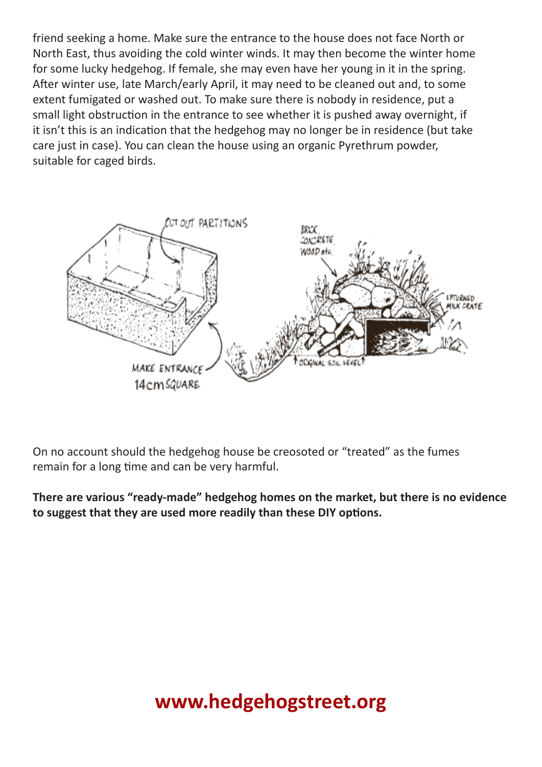friend seeking a home. Make sure the entrance to the house does not face North or North East, thus avoiding the cold winter winds. It may then become the winter home for some lucky hedgehog. If female, she may even have her young in it in the spring. After winter use, late March/early April, it may need to be cleaned out and, to some extent fumigated or washed out. To make sure there is nobody in residence, put a small light obstruction in the entrance to see whether it is pushed away overnight, if it isn't this is an indication that the hedgehog may no longer be in residence (but take care just in case). You can clean the house using an organic Pyrethrum powder, suitable for caged birds.

CUT OUT PARTITIONS

MAKE ENTRANCE 14cm SQUARE

BRICK CONCRETE WOOD etc.

UPTURNED MILK CRATE

ORIGINAL SOIL LEVEL

On no account should the hedgehog house be creosoted or "treated" as the fumes remain for a long time and can be very harmful.

**There are various "ready-made" hedgehog homes on the market, but there is no evidence to suggest that they are used more readily than these DIY options.**